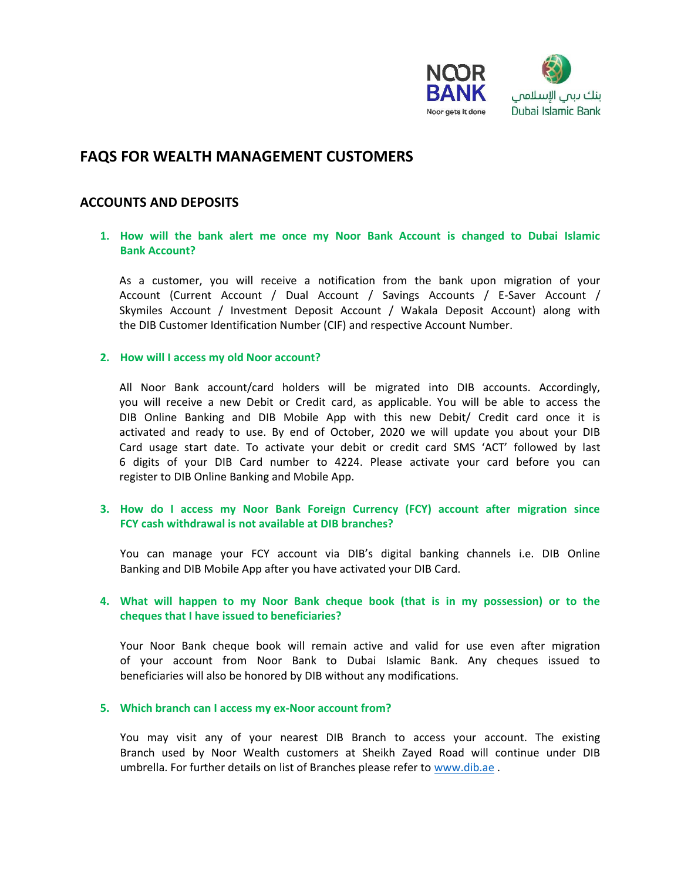# FAQS FOR WEALTH MANAGEMENT CUSTOMERS

## ACCOUNTS AND DEPOSITS

1. **How will the bank alert me once my Noor Bank Account is changed to Dubai Islamic Bank Account?**

   As a customer, you will receive a notification from the bank upon migration of your Account (Current Account / Dual Account / Savings Accounts / E-Saver Account / Skymiles Account / Investment Deposit Account / Wakala Deposit Account) along with the DIB Customer Identification Number (CIF) and respective Account Number.

2. **How will I access my old Noor account?**

   All Noor Bank account/card holders will be migrated into DIB accounts. Accordingly, you will receive a new Debit or Credit card, as applicable. You will be able to access the DIB Online Banking and DIB Mobile App with this new Debit/ Credit card once it is activated and ready to use. By end of October, 2020 we will update you about your DIB Card usage start date. To activate your debit or credit card SMS 'ACT' followed by last 6 digits of your DIB Card number to 4224. Please activate your card before you can register to DIB Online Banking and Mobile App.

3. **How do I access my Noor Bank Foreign Currency (FCY) account after migration since FCY cash withdrawal is not available at DIB branches?**

   You can manage your FCY account via DIB's digital banking channels i.e. DIB Online Banking and DIB Mobile App after you have activated your DIB Card.

4. **What will happen to my Noor Bank cheque book (that is in my possession) or to the cheques that I have issued to beneficiaries?**

   Your Noor Bank cheque book will remain active and valid for use even after migration of your account from Noor Bank to Dubai Islamic Bank. Any cheques issued to beneficiaries will also be honored by DIB without any modifications.

5. **Which branch can I access my ex-Noor account from?**

   You may visit any of your nearest DIB Branch to access your account. The existing Branch used by Noor Wealth customers at Sheikh Zayed Road will continue under DIB umbrella. For further details on list of Branches please refer to [www.dib.ae](http://www.dib.ae) .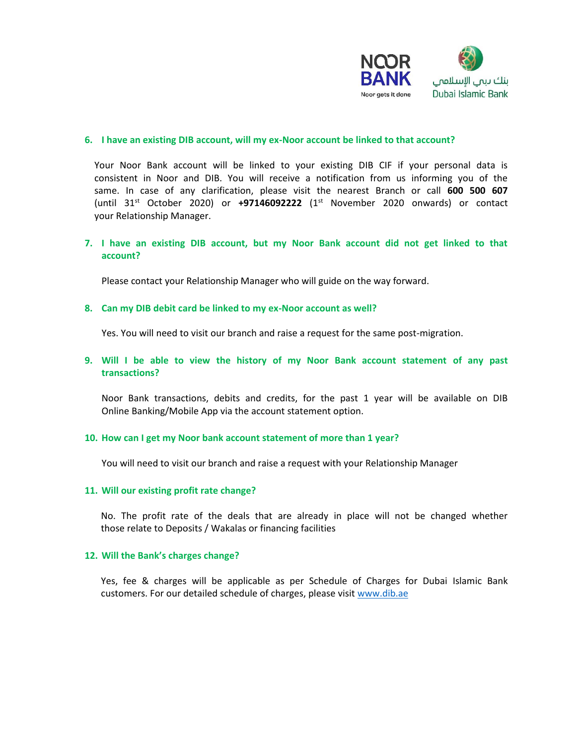6. **I have an existing DIB account, will my ex-Noor account be linked to that account?**

   Your Noor Bank account will be linked to your existing DIB CIF if your personal data is consistent in Noor and DIB. You will receive a notification from us informing you of the same. In case of any clarification, please visit the nearest Branch or call **600 500 607** (until 31st October 2020) or **+97146092222** (1st November 2020 onwards) or contact your Relationship Manager.

7. **I have an existing DIB account, but my Noor Bank account did not get linked to that account?**

   Please contact your Relationship Manager who will guide on the way forward.

8. **Can my DIB debit card be linked to my ex-Noor account as well?**

   Yes. You will need to visit our branch and raise a request for the same post-migration.

9. **Will I be able to view the history of my Noor Bank account statement of any past transactions?**

   Noor Bank transactions, debits and credits, for the past 1 year will be available on DIB Online Banking/Mobile App via the account statement option.

10. **How can I get my Noor bank account statement of more than 1 year?**

    You will need to visit our branch and raise a request with your Relationship Manager

11. **Will our existing profit rate change?**

    No. The profit rate of the deals that are already in place will not be changed whether those relate to Deposits / Wakalas or financing facilities

12. **Will the Bank's charges change?**

    Yes, fee & charges will be applicable as per Schedule of Charges for Dubai Islamic Bank customers. For our detailed schedule of charges, please visit [www.dib.ae](http://www.dib.ae)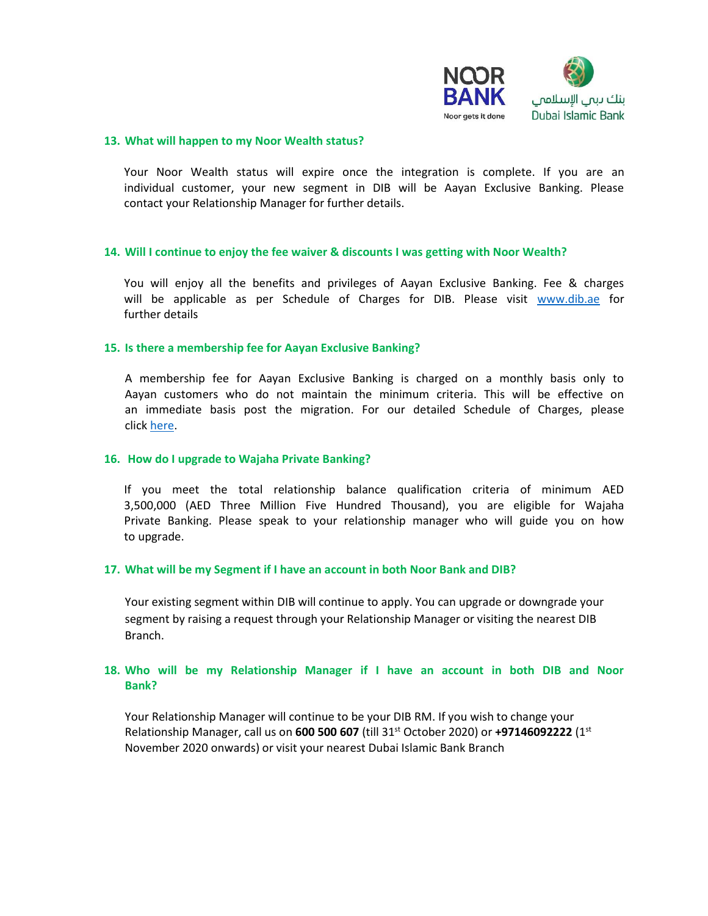## 13. What will happen to my Noor Wealth status?

Your Noor Wealth status will expire once the integration is complete. If you are an individual customer, your new segment in DIB will be Aayan Exclusive Banking. Please contact your Relationship Manager for further details.

## 14. Will I continue to enjoy the fee waiver & discounts I was getting with Noor Wealth?

You will enjoy all the benefits and privileges of Aayan Exclusive Banking. Fee & charges will be applicable as per Schedule of Charges for DIB. Please visit www.dib.ae for further details

## 15. Is there a membership fee for Aayan Exclusive Banking?

A membership fee for Aayan Exclusive Banking is charged on a monthly basis only to Aayan customers who do not maintain the minimum criteria. This will be effective on an immediate basis post the migration. For our detailed Schedule of Charges, please click here.

## 16. How do I upgrade to Wajaha Private Banking?

If you meet the total relationship balance qualification criteria of minimum AED 3,500,000 (AED Three Million Five Hundred Thousand), you are eligible for Wajaha Private Banking. Please speak to your relationship manager who will guide you on how to upgrade.

## 17. What will be my Segment if I have an account in both Noor Bank and DIB?

Your existing segment within DIB will continue to apply. You can upgrade or downgrade your segment by raising a request through your Relationship Manager or visiting the nearest DIB Branch.

## 18. Who will be my Relationship Manager if I have an account in both DIB and Noor Bank?

Your Relationship Manager will continue to be your DIB RM. If you wish to change your Relationship Manager, call us on **600 500 607** (till 31st October 2020) or **+97146092222** (1st November 2020 onwards) or visit your nearest Dubai Islamic Bank Branch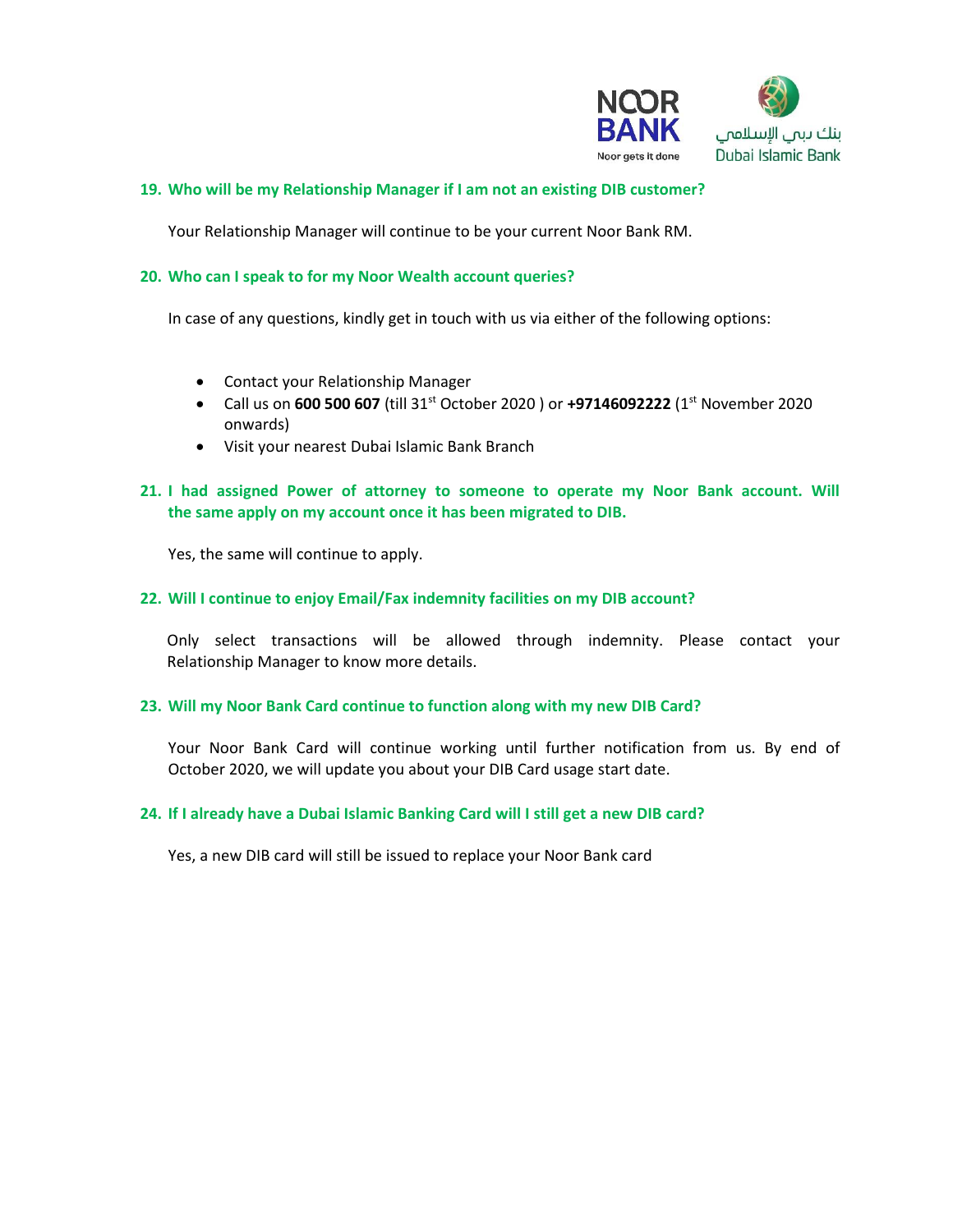**19. Who will be my Relationship Manager if I am not an existing DIB customer?**

Your Relationship Manager will continue to be your current Noor Bank RM.

**20. Who can I speak to for my Noor Wealth account queries?**

In case of any questions, kindly get in touch with us via either of the following options:

- Contact your Relationship Manager
- Call us on **600 500 607** (till 31st October 2020 ) or **+97146092222** (1st November 2020 onwards)
- Visit your nearest Dubai Islamic Bank Branch

**21. I had assigned Power of attorney to someone to operate my Noor Bank account. Will the same apply on my account once it has been migrated to DIB.**

Yes, the same will continue to apply.

**22. Will I continue to enjoy Email/Fax indemnity facilities on my DIB account?**

Only select transactions will be allowed through indemnity. Please contact your Relationship Manager to know more details.

**23. Will my Noor Bank Card continue to function along with my new DIB Card?**

Your Noor Bank Card will continue working until further notification from us. By end of October 2020, we will update you about your DIB Card usage start date.

**24. If I already have a Dubai Islamic Banking Card will I still get a new DIB card?**

Yes, a new DIB card will still be issued to replace your Noor Bank card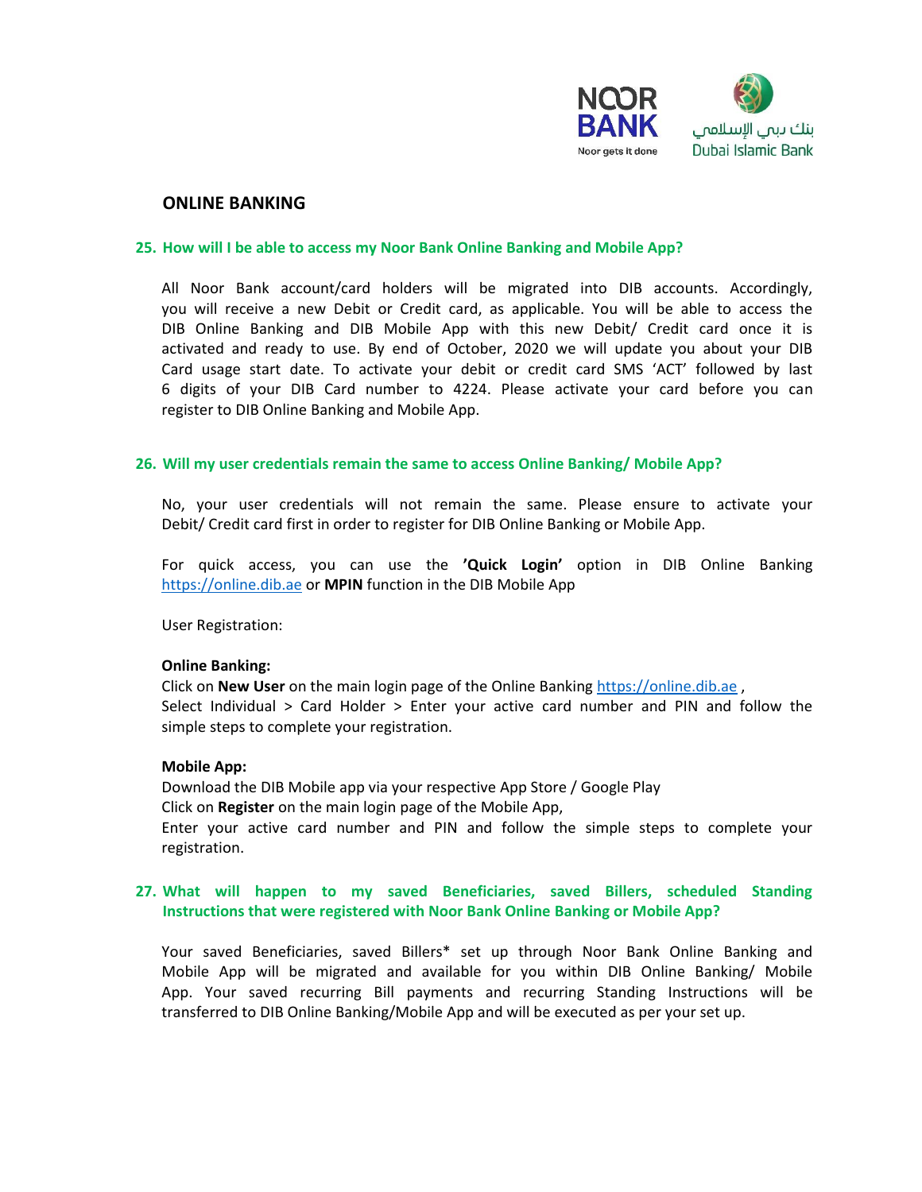## ONLINE BANKING

### 25. How will I be able to access my Noor Bank Online Banking and Mobile App?

All Noor Bank account/card holders will be migrated into DIB accounts. Accordingly, you will receive a new Debit or Credit card, as applicable. You will be able to access the DIB Online Banking and DIB Mobile App with this new Debit/ Credit card once it is activated and ready to use. By end of October, 2020 we will update you about your DIB Card usage start date. To activate your debit or credit card SMS 'ACT' followed by last 6 digits of your DIB Card number to 4224. Please activate your card before you can register to DIB Online Banking and Mobile App.

### 26. Will my user credentials remain the same to access Online Banking/ Mobile App?

No, your user credentials will not remain the same. Please ensure to activate your Debit/ Credit card first in order to register for DIB Online Banking or Mobile App.

For quick access, you can use the **'Quick Login'** option in DIB Online Banking https://online.dib.ae or **MPIN** function in the DIB Mobile App

User Registration:

**Online Banking:**
Click on **New User** on the main login page of the Online Banking https://online.dib.ae ,
Select Individual > Card Holder > Enter your active card number and PIN and follow the simple steps to complete your registration.

**Mobile App:**
Download the DIB Mobile app via your respective App Store / Google Play
Click on **Register** on the main login page of the Mobile App,
Enter your active card number and PIN and follow the simple steps to complete your registration.

### 27. What will happen to my saved Beneficiaries, saved Billers, scheduled Standing Instructions that were registered with Noor Bank Online Banking or Mobile App?

Your saved Beneficiaries, saved Billers* set up through Noor Bank Online Banking and Mobile App will be migrated and available for you within DIB Online Banking/ Mobile App. Your saved recurring Bill payments and recurring Standing Instructions will be transferred to DIB Online Banking/Mobile App and will be executed as per your set up.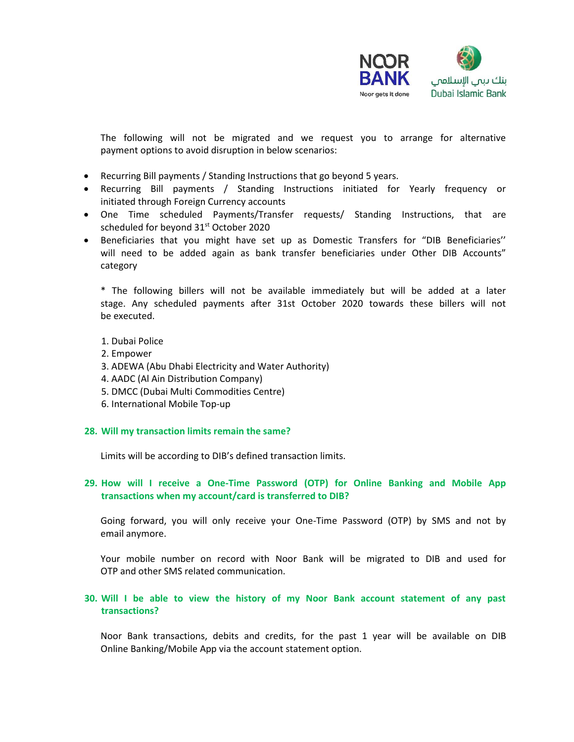The following will not be migrated and we request you to arrange for alternative payment options to avoid disruption in below scenarios:

- Recurring Bill payments / Standing Instructions that go beyond 5 years.
- Recurring Bill payments / Standing Instructions initiated for Yearly frequency or initiated through Foreign Currency accounts
- One Time scheduled Payments/Transfer requests/ Standing Instructions, that are scheduled for beyond 31st October 2020
- Beneficiaries that you might have set up as Domestic Transfers for "DIB Beneficiaries'' will need to be added again as bank transfer beneficiaries under Other DIB Accounts" category

* The following billers will not be available immediately but will be added at a later stage. Any scheduled payments after 31st October 2020 towards these billers will not be executed.

1. Dubai Police
2. Empower
3. ADEWA (Abu Dhabi Electricity and Water Authority)
4. AADC (Al Ain Distribution Company)
5. DMCC (Dubai Multi Commodities Centre)
6. International Mobile Top-up

**28. Will my transaction limits remain the same?**

Limits will be according to DIB's defined transaction limits.

**29. How will I receive a One-Time Password (OTP) for Online Banking and Mobile App transactions when my account/card is transferred to DIB?**

Going forward, you will only receive your One-Time Password (OTP) by SMS and not by email anymore.

Your mobile number on record with Noor Bank will be migrated to DIB and used for OTP and other SMS related communication.

**30. Will I be able to view the history of my Noor Bank account statement of any past transactions?**

Noor Bank transactions, debits and credits, for the past 1 year will be available on DIB Online Banking/Mobile App via the account statement option.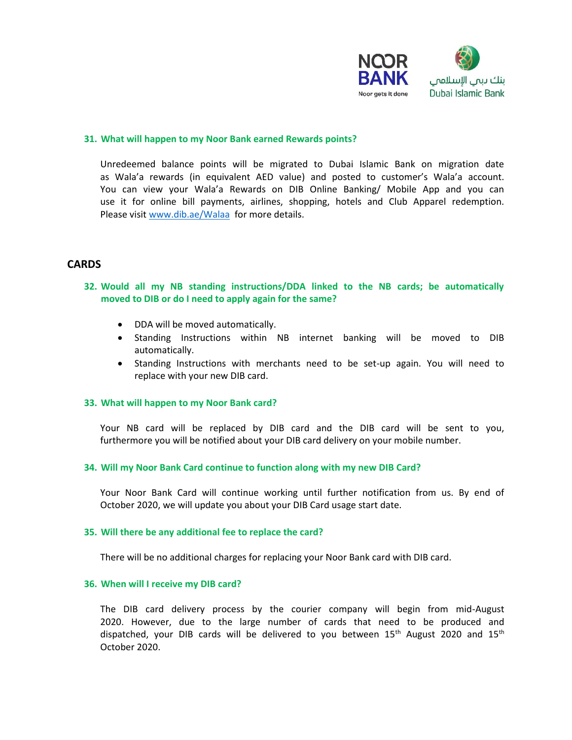### 31. What will happen to my Noor Bank earned Rewards points?

Unredeemed balance points will be migrated to Dubai Islamic Bank on migration date as Wala'a rewards (in equivalent AED value) and posted to customer's Wala'a account. You can view your Wala'a Rewards on DIB Online Banking/ Mobile App and you can use it for online bill payments, airlines, shopping, hotels and Club Apparel redemption. Please visit www.dib.ae/Walaa for more details.

## CARDS

### 32. Would all my NB standing instructions/DDA linked to the NB cards; be automatically moved to DIB or do I need to apply again for the same?

- DDA will be moved automatically.
- Standing Instructions within NB internet banking will be moved to DIB automatically.
- Standing Instructions with merchants need to be set-up again. You will need to replace with your new DIB card.

### 33. What will happen to my Noor Bank card?

Your NB card will be replaced by DIB card and the DIB card will be sent to you, furthermore you will be notified about your DIB card delivery on your mobile number.

### 34. Will my Noor Bank Card continue to function along with my new DIB Card?

Your Noor Bank Card will continue working until further notification from us. By end of October 2020, we will update you about your DIB Card usage start date.

### 35. Will there be any additional fee to replace the card?

There will be no additional charges for replacing your Noor Bank card with DIB card.

### 36. When will I receive my DIB card?

The DIB card delivery process by the courier company will begin from mid-August 2020. However, due to the large number of cards that need to be produced and dispatched, your DIB cards will be delivered to you between 15th August 2020 and 15th October 2020.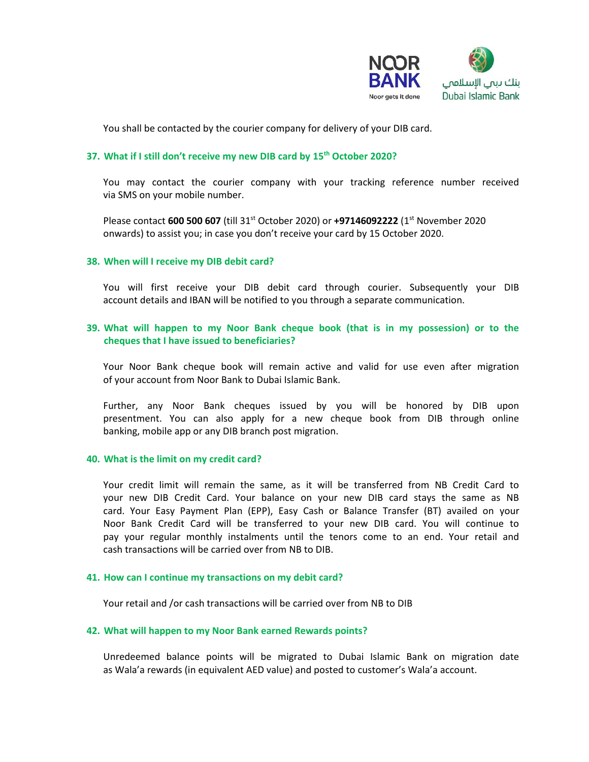You shall be contacted by the courier company for delivery of your DIB card.

### 37. What if I still don't receive my new DIB card by 15th October 2020?

You may contact the courier company with your tracking reference number received via SMS on your mobile number.

Please contact **600 500 607** (till 31st October 2020) or **+97146092222** (1st November 2020 onwards) to assist you; in case you don't receive your card by 15 October 2020.

### 38. When will I receive my DIB debit card?

You will first receive your DIB debit card through courier. Subsequently your DIB account details and IBAN will be notified to you through a separate communication.

### 39. What will happen to my Noor Bank cheque book (that is in my possession) or to the cheques that I have issued to beneficiaries?

Your Noor Bank cheque book will remain active and valid for use even after migration of your account from Noor Bank to Dubai Islamic Bank.

Further, any Noor Bank cheques issued by you will be honored by DIB upon presentment. You can also apply for a new cheque book from DIB through online banking, mobile app or any DIB branch post migration.

### 40. What is the limit on my credit card?

Your credit limit will remain the same, as it will be transferred from NB Credit Card to your new DIB Credit Card. Your balance on your new DIB card stays the same as NB card. Your Easy Payment Plan (EPP), Easy Cash or Balance Transfer (BT) availed on your Noor Bank Credit Card will be transferred to your new DIB card. You will continue to pay your regular monthly instalments until the tenors come to an end. Your retail and cash transactions will be carried over from NB to DIB.

### 41. How can I continue my transactions on my debit card?

Your retail and /or cash transactions will be carried over from NB to DIB

### 42. What will happen to my Noor Bank earned Rewards points?

Unredeemed balance points will be migrated to Dubai Islamic Bank on migration date as Wala'a rewards (in equivalent AED value) and posted to customer's Wala'a account.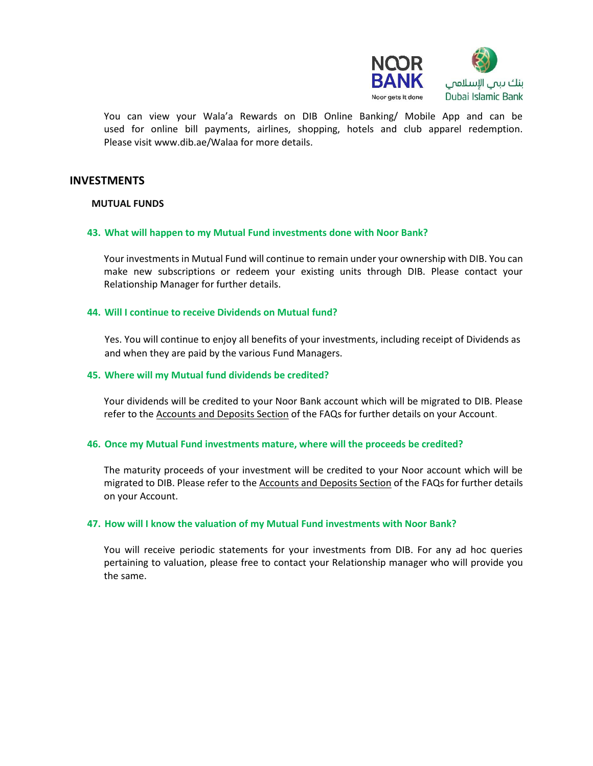You can view your Wala'a Rewards on DIB Online Banking/ Mobile App and can be used for online bill payments, airlines, shopping, hotels and club apparel redemption. Please visit www.dib.ae/Walaa for more details.

## INVESTMENTS

### MUTUAL FUNDS

**43. What will happen to my Mutual Fund investments done with Noor Bank?**

Your investments in Mutual Fund will continue to remain under your ownership with DIB. You can make new subscriptions or redeem your existing units through DIB. Please contact your Relationship Manager for further details.

**44. Will I continue to receive Dividends on Mutual fund?**

Yes. You will continue to enjoy all benefits of your investments, including receipt of Dividends as and when they are paid by the various Fund Managers.

**45. Where will my Mutual fund dividends be credited?**

Your dividends will be credited to your Noor Bank account which will be migrated to DIB. Please refer to the Accounts and Deposits Section of the FAQs for further details on your Account.

**46. Once my Mutual Fund investments mature, where will the proceeds be credited?**

The maturity proceeds of your investment will be credited to your Noor account which will be migrated to DIB. Please refer to the Accounts and Deposits Section of the FAQs for further details on your Account.

**47. How will I know the valuation of my Mutual Fund investments with Noor Bank?**

You will receive periodic statements for your investments from DIB. For any ad hoc queries pertaining to valuation, please free to contact your Relationship manager who will provide you the same.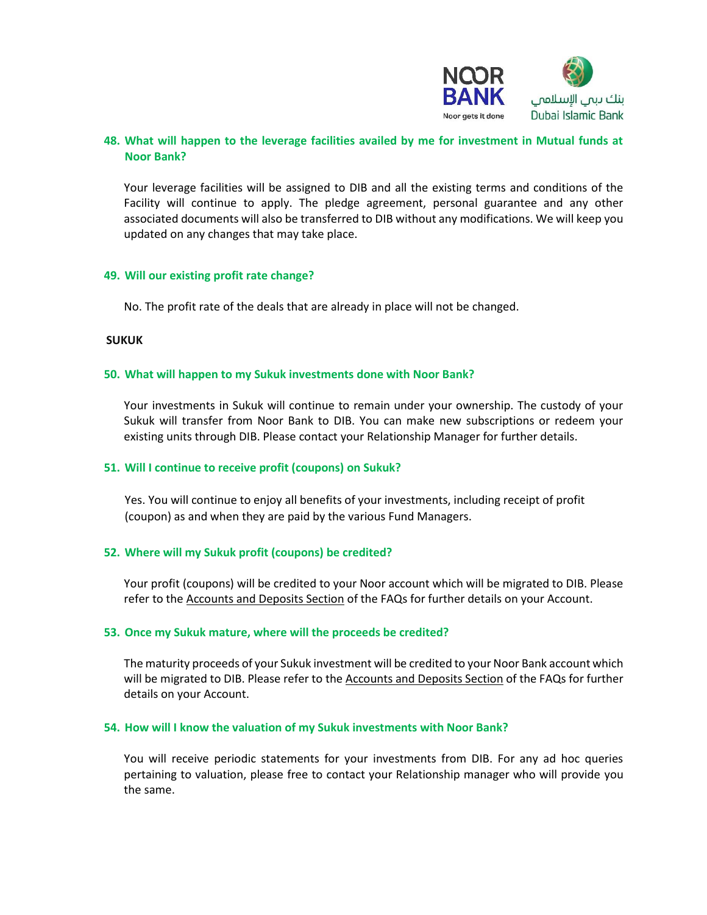**48. What will happen to the leverage facilities availed by me for investment in Mutual funds at Noor Bank?**

Your leverage facilities will be assigned to DIB and all the existing terms and conditions of the Facility will continue to apply. The pledge agreement, personal guarantee and any other associated documents will also be transferred to DIB without any modifications. We will keep you updated on any changes that may take place.

**49. Will our existing profit rate change?**

No. The profit rate of the deals that are already in place will not be changed.

**SUKUK**

**50. What will happen to my Sukuk investments done with Noor Bank?**

Your investments in Sukuk will continue to remain under your ownership. The custody of your Sukuk will transfer from Noor Bank to DIB. You can make new subscriptions or redeem your existing units through DIB. Please contact your Relationship Manager for further details.

**51. Will I continue to receive profit (coupons) on Sukuk?**

Yes. You will continue to enjoy all benefits of your investments, including receipt of profit (coupon) as and when they are paid by the various Fund Managers.

**52. Where will my Sukuk profit (coupons) be credited?**

Your profit (coupons) will be credited to your Noor account which will be migrated to DIB. Please refer to the Accounts and Deposits Section of the FAQs for further details on your Account.

**53. Once my Sukuk mature, where will the proceeds be credited?**

The maturity proceeds of your Sukuk investment will be credited to your Noor Bank account which will be migrated to DIB. Please refer to the Accounts and Deposits Section of the FAQs for further details on your Account.

**54. How will I know the valuation of my Sukuk investments with Noor Bank?**

You will receive periodic statements for your investments from DIB. For any ad hoc queries pertaining to valuation, please free to contact your Relationship manager who will provide you the same.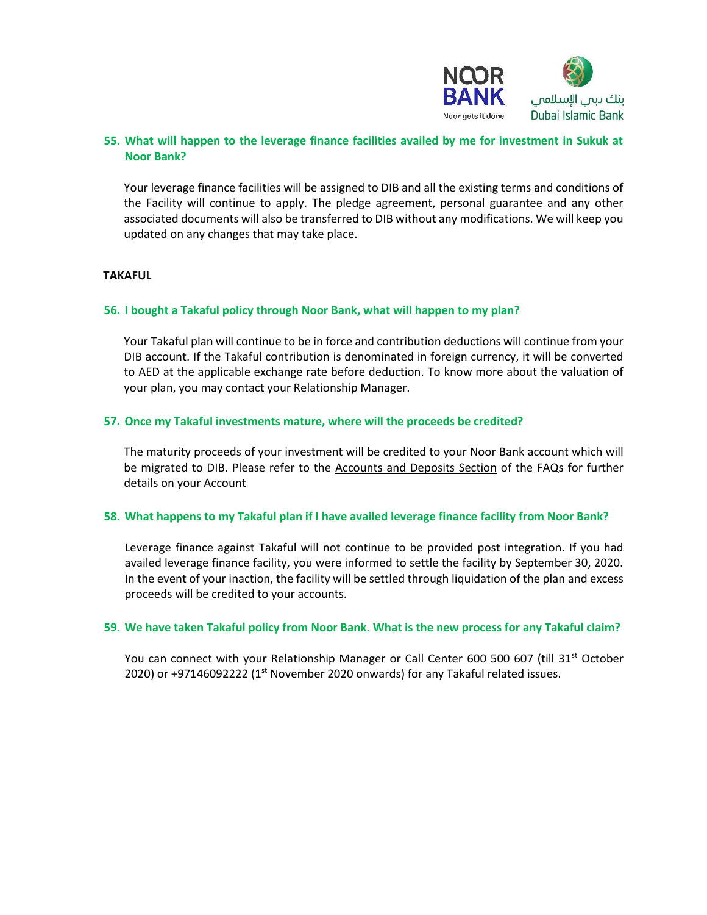### 55. What will happen to the leverage finance facilities availed by me for investment in Sukuk at Noor Bank?

Your leverage finance facilities will be assigned to DIB and all the existing terms and conditions of the Facility will continue to apply. The pledge agreement, personal guarantee and any other associated documents will also be transferred to DIB without any modifications. We will keep you updated on any changes that may take place.

## TAKAFUL

### 56. I bought a Takaful policy through Noor Bank, what will happen to my plan?

Your Takaful plan will continue to be in force and contribution deductions will continue from your DIB account. If the Takaful contribution is denominated in foreign currency, it will be converted to AED at the applicable exchange rate before deduction. To know more about the valuation of your plan, you may contact your Relationship Manager.

### 57. Once my Takaful investments mature, where will the proceeds be credited?

The maturity proceeds of your investment will be credited to your Noor Bank account which will be migrated to DIB. Please refer to the Accounts and Deposits Section of the FAQs for further details on your Account

### 58. What happens to my Takaful plan if I have availed leverage finance facility from Noor Bank?

Leverage finance against Takaful will not continue to be provided post integration. If you had availed leverage finance facility, you were informed to settle the facility by September 30, 2020. In the event of your inaction, the facility will be settled through liquidation of the plan and excess proceeds will be credited to your accounts.

### 59. We have taken Takaful policy from Noor Bank. What is the new process for any Takaful claim?

You can connect with your Relationship Manager or Call Center 600 500 607 (till 31st October 2020) or +97146092222 (1st November 2020 onwards) for any Takaful related issues.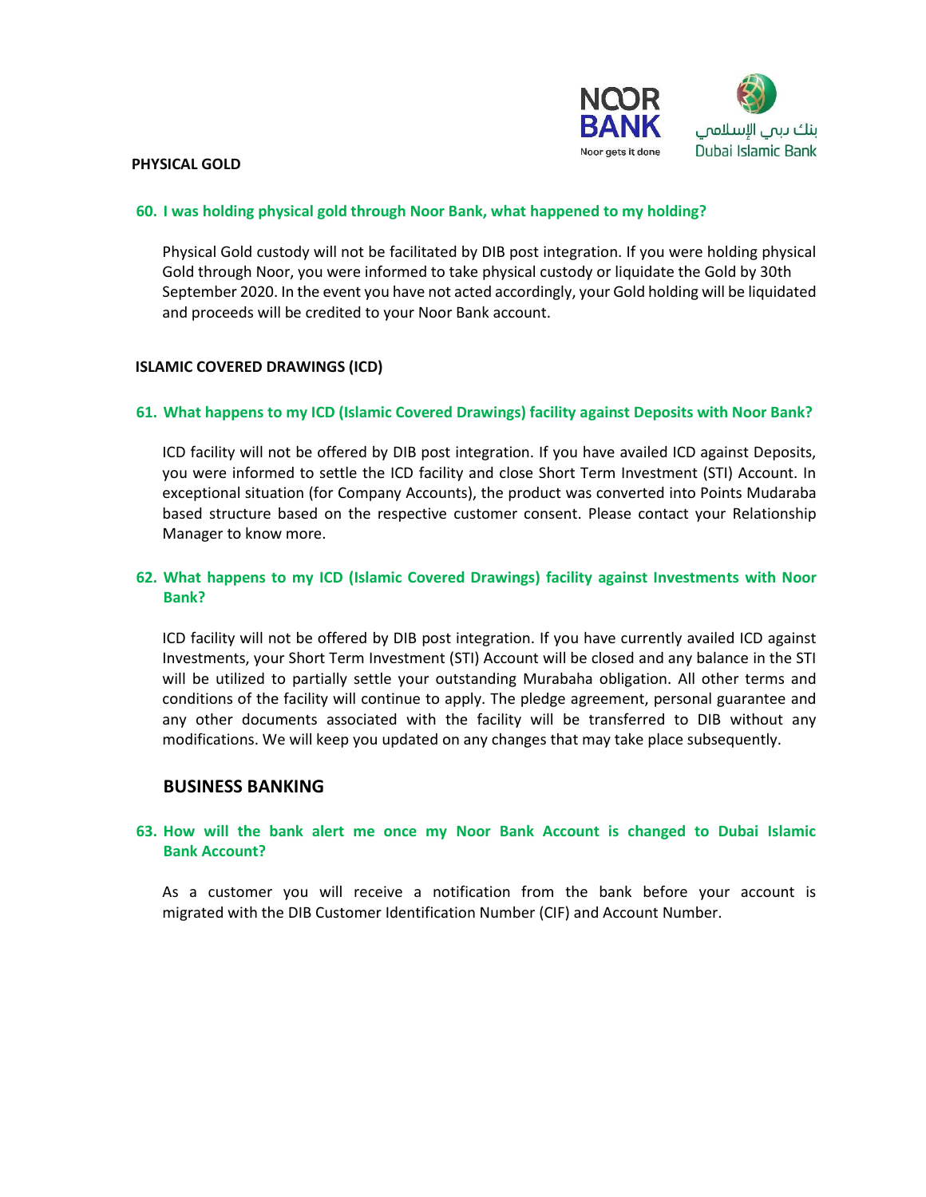## PHYSICAL GOLD

### 60. I was holding physical gold through Noor Bank, what happened to my holding?

Physical Gold custody will not be facilitated by DIB post integration. If you were holding physical Gold through Noor, you were informed to take physical custody or liquidate the Gold by 30th September 2020. In the event you have not acted accordingly, your Gold holding will be liquidated and proceeds will be credited to your Noor Bank account.

## ISLAMIC COVERED DRAWINGS (ICD)

### 61. What happens to my ICD (Islamic Covered Drawings) facility against Deposits with Noor Bank?

ICD facility will not be offered by DIB post integration. If you have availed ICD against Deposits, you were informed to settle the ICD facility and close Short Term Investment (STI) Account. In exceptional situation (for Company Accounts), the product was converted into Points Mudaraba based structure based on the respective customer consent. Please contact your Relationship Manager to know more.

### 62. What happens to my ICD (Islamic Covered Drawings) facility against Investments with Noor Bank?

ICD facility will not be offered by DIB post integration. If you have currently availed ICD against Investments, your Short Term Investment (STI) Account will be closed and any balance in the STI will be utilized to partially settle your outstanding Murabaha obligation. All other terms and conditions of the facility will continue to apply. The pledge agreement, personal guarantee and any other documents associated with the facility will be transferred to DIB without any modifications. We will keep you updated on any changes that may take place subsequently.

## BUSINESS BANKING

### 63. How will the bank alert me once my Noor Bank Account is changed to Dubai Islamic Bank Account?

As a customer you will receive a notification from the bank before your account is migrated with the DIB Customer Identification Number (CIF) and Account Number.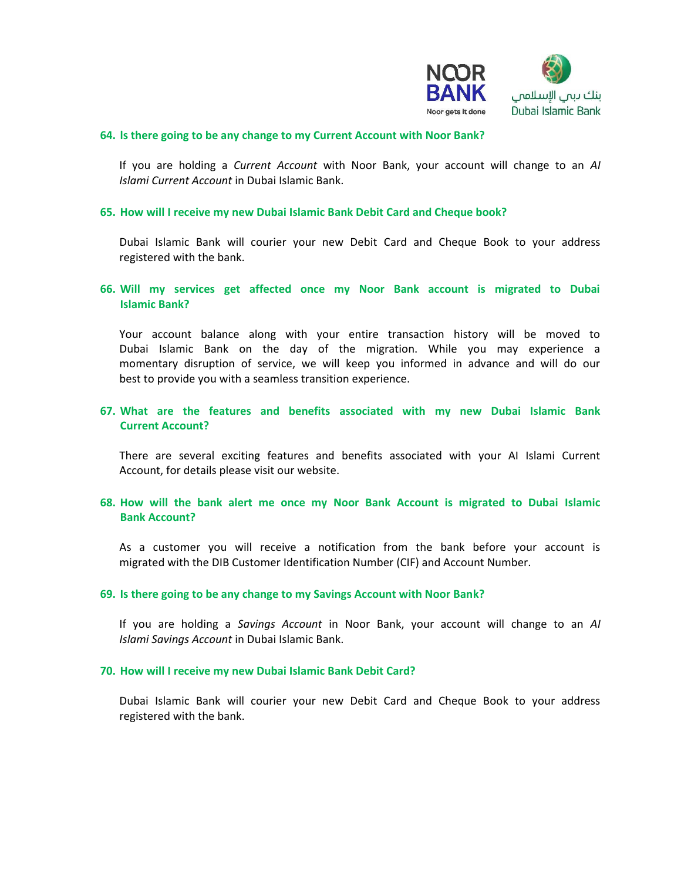**64. Is there going to be any change to my Current Account with Noor Bank?**

If you are holding a *Current Account* with Noor Bank, your account will change to an *Al Islami Current Account* in Dubai Islamic Bank.

**65. How will I receive my new Dubai Islamic Bank Debit Card and Cheque book?**

Dubai Islamic Bank will courier your new Debit Card and Cheque Book to your address registered with the bank.

**66. Will my services get affected once my Noor Bank account is migrated to Dubai Islamic Bank?**

Your account balance along with your entire transaction history will be moved to Dubai Islamic Bank on the day of the migration. While you may experience a momentary disruption of service, we will keep you informed in advance and will do our best to provide you with a seamless transition experience.

**67. What are the features and benefits associated with my new Dubai Islamic Bank Current Account?**

There are several exciting features and benefits associated with your Al Islami Current Account, for details please visit our website.

**68. How will the bank alert me once my Noor Bank Account is migrated to Dubai Islamic Bank Account?**

As a customer you will receive a notification from the bank before your account is migrated with the DIB Customer Identification Number (CIF) and Account Number.

**69. Is there going to be any change to my Savings Account with Noor Bank?**

If you are holding a *Savings Account* in Noor Bank, your account will change to an *Al Islami Savings Account* in Dubai Islamic Bank.

**70. How will I receive my new Dubai Islamic Bank Debit Card?**

Dubai Islamic Bank will courier your new Debit Card and Cheque Book to your address registered with the bank.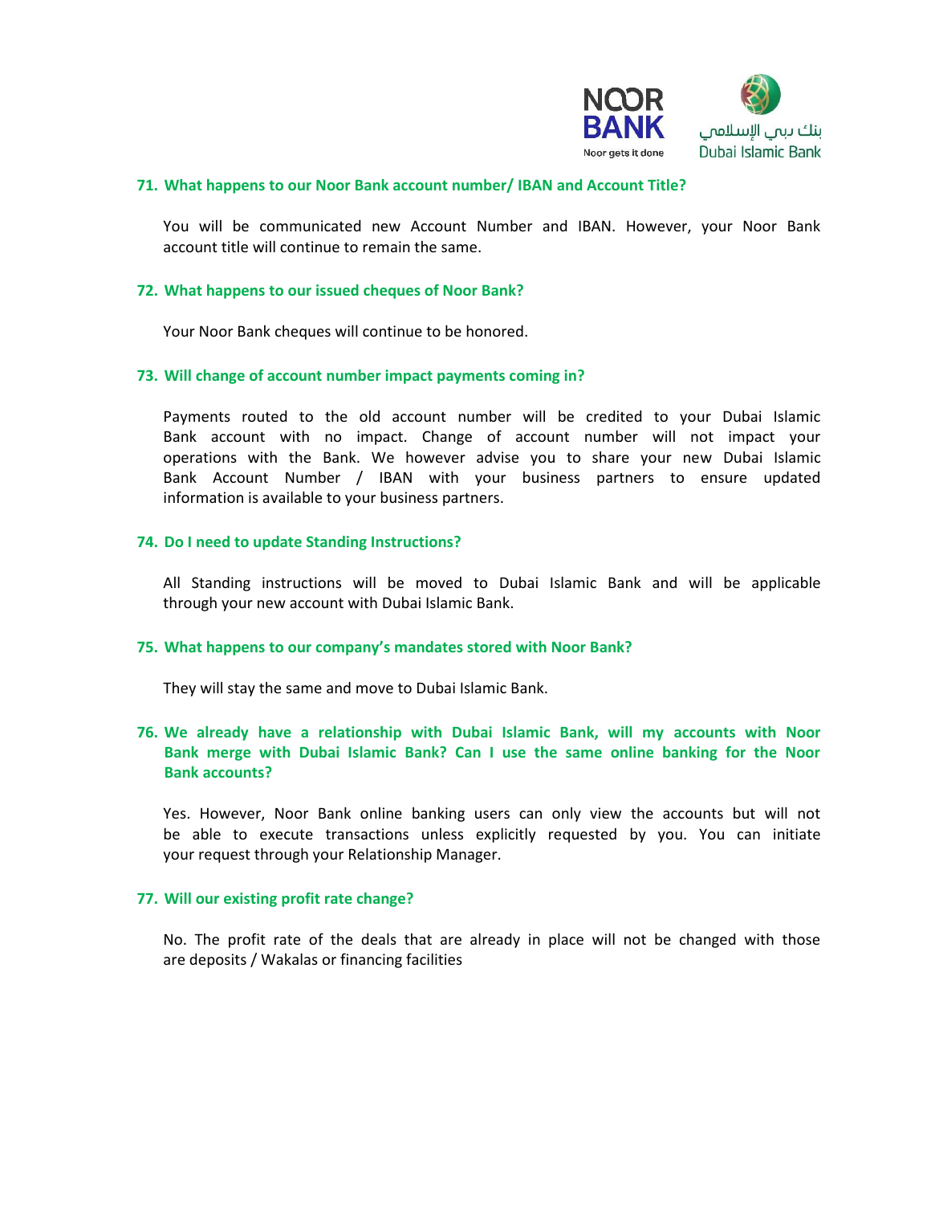**71. What happens to our Noor Bank account number/ IBAN and Account Title?**

You will be communicated new Account Number and IBAN. However, your Noor Bank account title will continue to remain the same.

**72. What happens to our issued cheques of Noor Bank?**

Your Noor Bank cheques will continue to be honored.

**73. Will change of account number impact payments coming in?**

Payments routed to the old account number will be credited to your Dubai Islamic Bank account with no impact. Change of account number will not impact your operations with the Bank. We however advise you to share your new Dubai Islamic Bank Account Number / IBAN with your business partners to ensure updated information is available to your business partners.

**74. Do I need to update Standing Instructions?**

All Standing instructions will be moved to Dubai Islamic Bank and will be applicable through your new account with Dubai Islamic Bank.

**75. What happens to our company's mandates stored with Noor Bank?**

They will stay the same and move to Dubai Islamic Bank.

**76. We already have a relationship with Dubai Islamic Bank, will my accounts with Noor Bank merge with Dubai Islamic Bank? Can I use the same online banking for the Noor Bank accounts?**

Yes. However, Noor Bank online banking users can only view the accounts but will not be able to execute transactions unless explicitly requested by you. You can initiate your request through your Relationship Manager.

**77. Will our existing profit rate change?**

No. The profit rate of the deals that are already in place will not be changed with those are deposits / Wakalas or financing facilities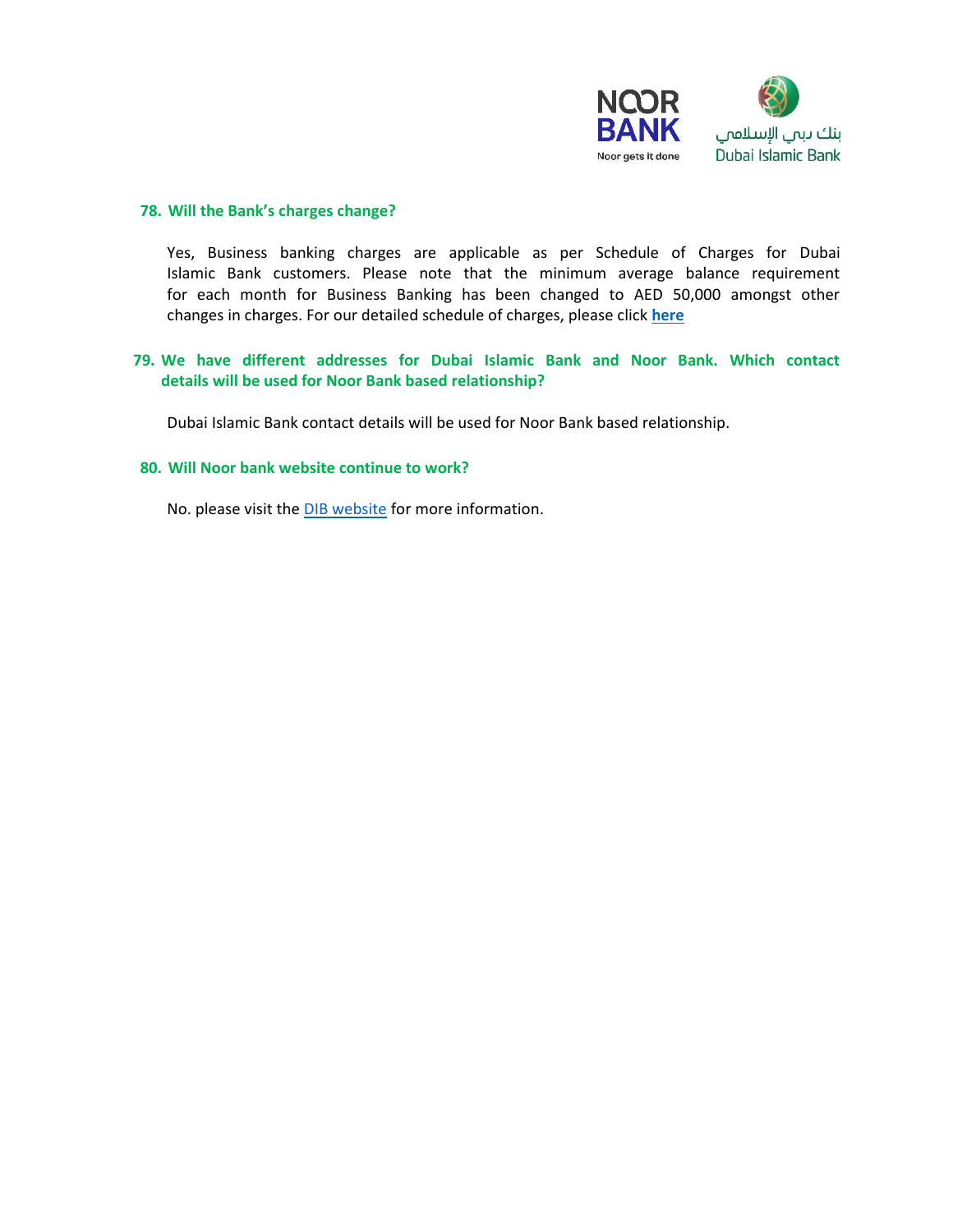### 78. Will the Bank's charges change?

Yes, Business banking charges are applicable as per Schedule of Charges for Dubai Islamic Bank customers. Please note that the minimum average balance requirement for each month for Business Banking has been changed to AED 50,000 amongst other changes in charges. For our detailed schedule of charges, please click **here**

### 79. We have different addresses for Dubai Islamic Bank and Noor Bank. Which contact details will be used for Noor Bank based relationship?

Dubai Islamic Bank contact details will be used for Noor Bank based relationship.

### 80. Will Noor bank website continue to work?

No. please visit the DIB website for more information.